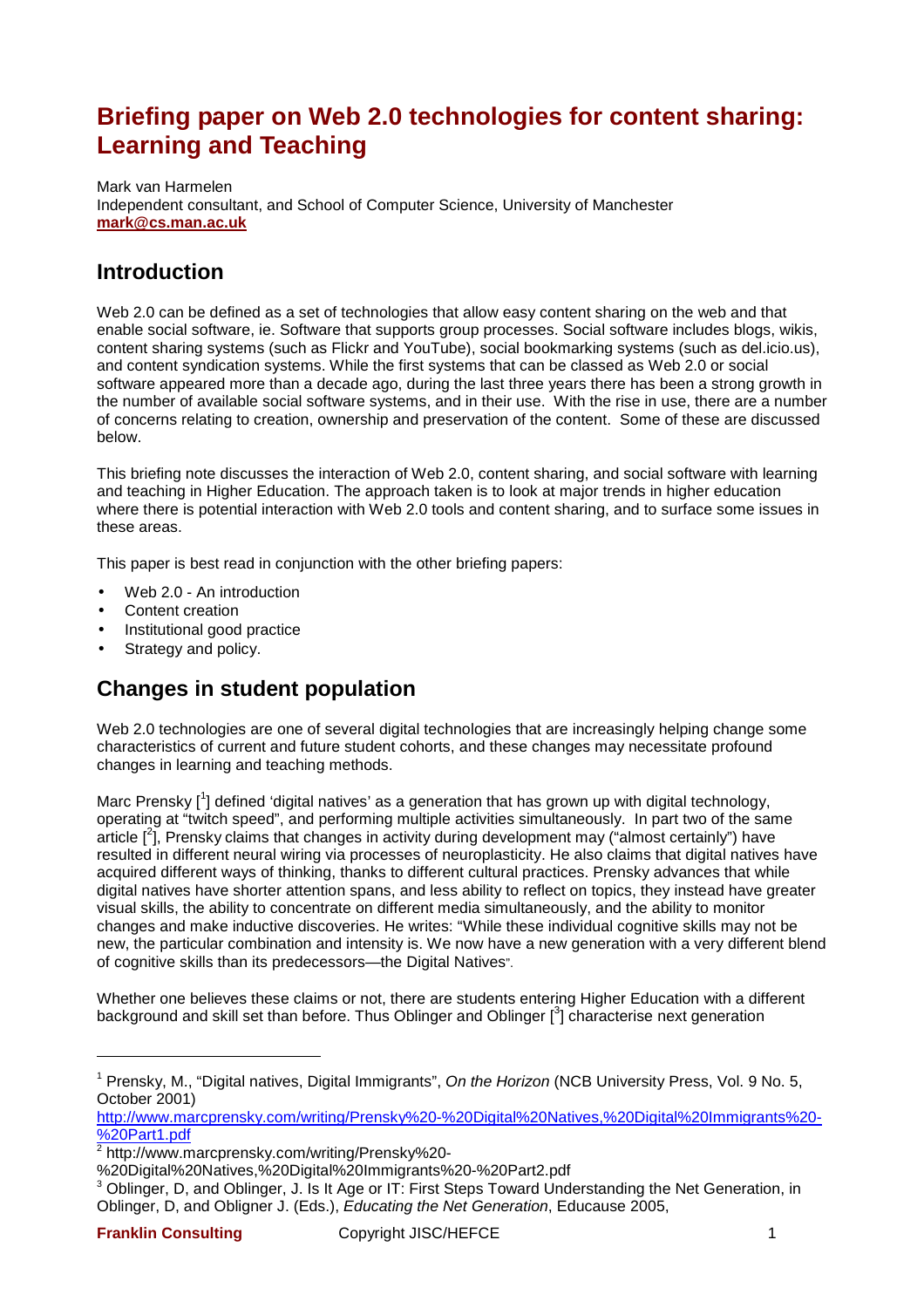# Briefing paper on Web 2.0 technologies for content sharing: Learning and Teaching

Mark van Harmelen
Independent consultant, and School of Computer Science, University of Manchester
**mark@cs.man.ac.uk**

## Introduction

Web 2.0 can be defined as a set of technologies that allow easy content sharing on the web and that enable social software, ie. Software that supports group processes. Social software includes blogs, wikis, content sharing systems (such as Flickr and YouTube), social bookmarking systems (such as del.icio.us), and content syndication systems. While the first systems that can be classed as Web 2.0 or social software appeared more than a decade ago, during the last three years there has been a strong growth in the number of available social software systems, and in their use. With the rise in use, there are a number of concerns relating to creation, ownership and preservation of the content. Some of these are discussed below.

This briefing note discusses the interaction of Web 2.0, content sharing, and social software with learning and teaching in Higher Education. The approach taken is to look at major trends in higher education where there is potential interaction with Web 2.0 tools and content sharing, and to surface some issues in these areas.

This paper is best read in conjunction with the other briefing papers:

- Web 2.0 - An introduction
- Content creation
- Institutional good practice
- Strategy and policy.

## Changes in student population

Web 2.0 technologies are one of several digital technologies that are increasingly helping change some characteristics of current and future student cohorts, and these changes may necessitate profound changes in learning and teaching methods.

Marc Prensky [1] defined 'digital natives' as a generation that has grown up with digital technology, operating at "twitch speed", and performing multiple activities simultaneously. In part two of the same article [2], Prensky claims that changes in activity during development may ("almost certainly") have resulted in different neural wiring via processes of neuroplasticity. He also claims that digital natives have acquired different ways of thinking, thanks to different cultural practices. Prensky advances that while digital natives have shorter attention spans, and less ability to reflect on topics, they instead have greater visual skills, the ability to concentrate on different media simultaneously, and the ability to monitor changes and make inductive discoveries. He writes: "While these individual cognitive skills may not be new, the particular combination and intensity is. We now have a new generation with a very different blend of cognitive skills than its predecessors—the Digital Natives".

Whether one believes these claims or not, there are students entering Higher Education with a different background and skill set than before. Thus Oblinger and Oblinger [3] characterise next generation

---

[1] Prensky, M., "Digital natives, Digital Immigrants", *On the Horizon* (NCB University Press, Vol. 9 No. 5, October 2001) http://www.marcprensky.com/writing/Prensky%20-%20Digital%20Natives,%20Digital%20Immigrants%20-%20Part1.pdf

[2] http://www.marcprensky.com/writing/Prensky%20-%20Digital%20Natives,%20Digital%20Immigrants%20-%20Part2.pdf

[3] Oblinger, D, and Oblinger, J. Is It Age or IT: First Steps Toward Understanding the Net Generation, in Oblinger, D, and Oblinger J. (Eds.), *Educating the Net Generation*, Educause 2005,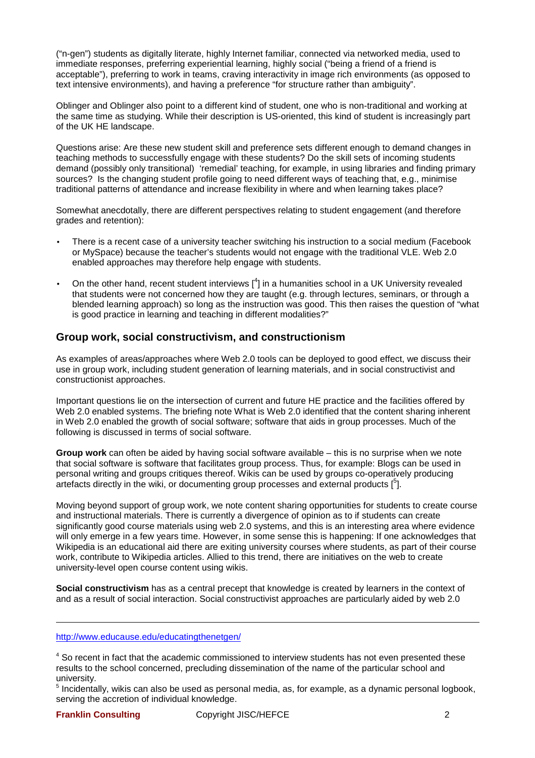("n-gen") students as digitally literate, highly Internet familiar, connected via networked media, used to immediate responses, preferring experiential learning, highly social ("being a friend of a friend is acceptable"), preferring to work in teams, craving interactivity in image rich environments (as opposed to text intensive environments), and having a preference "for structure rather than ambiguity".

Oblinger and Oblinger also point to a different kind of student, one who is non-traditional and working at the same time as studying. While their description is US-oriented, this kind of student is increasingly part of the UK HE landscape.

Questions arise: Are these new student skill and preference sets different enough to demand changes in teaching methods to successfully engage with these students? Do the skill sets of incoming students demand (possibly only transitional) 'remedial' teaching, for example, in using libraries and finding primary sources? Is the changing student profile going to need different ways of teaching that, e.g., minimise traditional patterns of attendance and increase flexibility in where and when learning takes place?

Somewhat anecdotally, there are different perspectives relating to student engagement (and therefore grades and retention):

- There is a recent case of a university teacher switching his instruction to a social medium (Facebook or MySpace) because the teacher's students would not engage with the traditional VLE. Web 2.0 enabled approaches may therefore help engage with students.
- On the other hand, recent student interviews [4] in a humanities school in a UK University revealed that students were not concerned how they are taught (e.g. through lectures, seminars, or through a blended learning approach) so long as the instruction was good. This then raises the question of "what is good practice in learning and teaching in different modalities?"

## Group work, social constructivism, and constructionism

As examples of areas/approaches where Web 2.0 tools can be deployed to good effect, we discuss their use in group work, including student generation of learning materials, and in social constructivist and constructionist approaches.

Important questions lie on the intersection of current and future HE practice and the facilities offered by Web 2.0 enabled systems. The briefing note What is Web 2.0 identified that the content sharing inherent in Web 2.0 enabled the growth of social software; software that aids in group processes. Much of the following is discussed in terms of social software.

**Group work** can often be aided by having social software available – this is no surprise when we note that social software is software that facilitates group process. Thus, for example: Blogs can be used in personal writing and groups critiques thereof. Wikis can be used by groups co-operatively producing artefacts directly in the wiki, or documenting group processes and external products [5].

Moving beyond support of group work, we note content sharing opportunities for students to create course and instructional materials. There is currently a divergence of opinion as to if students can create significantly good course materials using web 2.0 systems, and this is an interesting area where evidence will only emerge in a few years time. However, in some sense this is happening: If one acknowledges that Wikipedia is an educational aid there are exiting university courses where students, as part of their course work, contribute to Wikipedia articles. Allied to this trend, there are initiatives on the web to create university-level open course content using wikis.

**Social constructivism** has as a central precept that knowledge is created by learners in the context of and as a result of social interaction. Social constructivist approaches are particularly aided by web 2.0

---

http://www.educause.edu/educatingthenetgen/

[4] So recent in fact that the academic commissioned to interview students has not even presented these results to the school concerned, precluding dissemination of the name of the particular school and university.

[5] Incidentally, wikis can also be used as personal media, as, for example, as a dynamic personal logbook, serving the accretion of individual knowledge.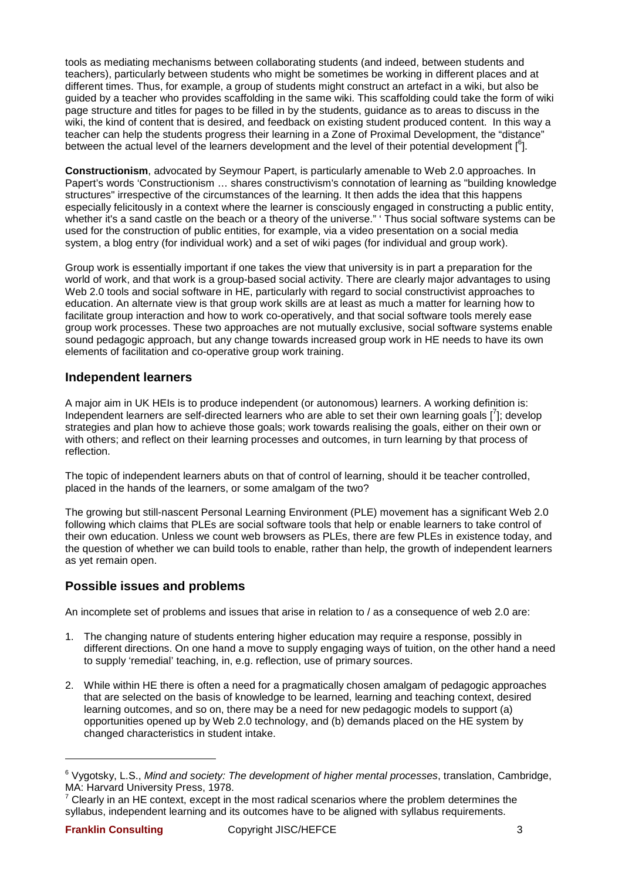tools as mediating mechanisms between collaborating students (and indeed, between students and teachers), particularly between students who might be sometimes be working in different places and at different times. Thus, for example, a group of students might construct an artefact in a wiki, but also be guided by a teacher who provides scaffolding in the same wiki. This scaffolding could take the form of wiki page structure and titles for pages to be filled in by the students, guidance as to areas to discuss in the wiki, the kind of content that is desired, and feedback on existing student produced content. In this way a teacher can help the students progress their learning in a Zone of Proximal Development, the "distance" between the actual level of the learners development and the level of their potential development [6].

**Constructionism**, advocated by Seymour Papert, is particularly amenable to Web 2.0 approaches. In Papert's words 'Constructionism … shares constructivism's connotation of learning as "building knowledge structures" irrespective of the circumstances of the learning. It then adds the idea that this happens especially felicitously in a context where the learner is consciously engaged in constructing a public entity, whether it's a sand castle on the beach or a theory of the universe." ' Thus social software systems can be used for the construction of public entities, for example, via a video presentation on a social media system, a blog entry (for individual work) and a set of wiki pages (for individual and group work).

Group work is essentially important if one takes the view that university is in part a preparation for the world of work, and that work is a group-based social activity. There are clearly major advantages to using Web 2.0 tools and social software in HE, particularly with regard to social constructivist approaches to education. An alternate view is that group work skills are at least as much a matter for learning how to facilitate group interaction and how to work co-operatively, and that social software tools merely ease group work processes. These two approaches are not mutually exclusive, social software systems enable sound pedagogic approach, but any change towards increased group work in HE needs to have its own elements of facilitation and co-operative group work training.

## Independent learners

A major aim in UK HEIs is to produce independent (or autonomous) learners. A working definition is: Independent learners are self-directed learners who are able to set their own learning goals [7]; develop strategies and plan how to achieve those goals; work towards realising the goals, either on their own or with others; and reflect on their learning processes and outcomes, in turn learning by that process of reflection.

The topic of independent learners abuts on that of control of learning, should it be teacher controlled, placed in the hands of the learners, or some amalgam of the two?

The growing but still-nascent Personal Learning Environment (PLE) movement has a significant Web 2.0 following which claims that PLEs are social software tools that help or enable learners to take control of their own education. Unless we count web browsers as PLEs, there are few PLEs in existence today, and the question of whether we can build tools to enable, rather than help, the growth of independent learners as yet remain open.

## Possible issues and problems

An incomplete set of problems and issues that arise in relation to / as a consequence of web 2.0 are:

1. The changing nature of students entering higher education may require a response, possibly in different directions. On one hand a move to supply engaging ways of tuition, on the other hand a need to supply 'remedial' teaching, in, e.g. reflection, use of primary sources.

2. While within HE there is often a need for a pragmatically chosen amalgam of pedagogic approaches that are selected on the basis of knowledge to be learned, learning and teaching context, desired learning outcomes, and so on, there may be a need for new pedagogic models to support (a) opportunities opened up by Web 2.0 technology, and (b) demands placed on the HE system by changed characteristics in student intake.

---

[6] Vygotsky, L.S., *Mind and society: The development of higher mental processes*, translation, Cambridge, MA: Harvard University Press, 1978.

[7] Clearly in an HE context, except in the most radical scenarios where the problem determines the syllabus, independent learning and its outcomes have to be aligned with syllabus requirements.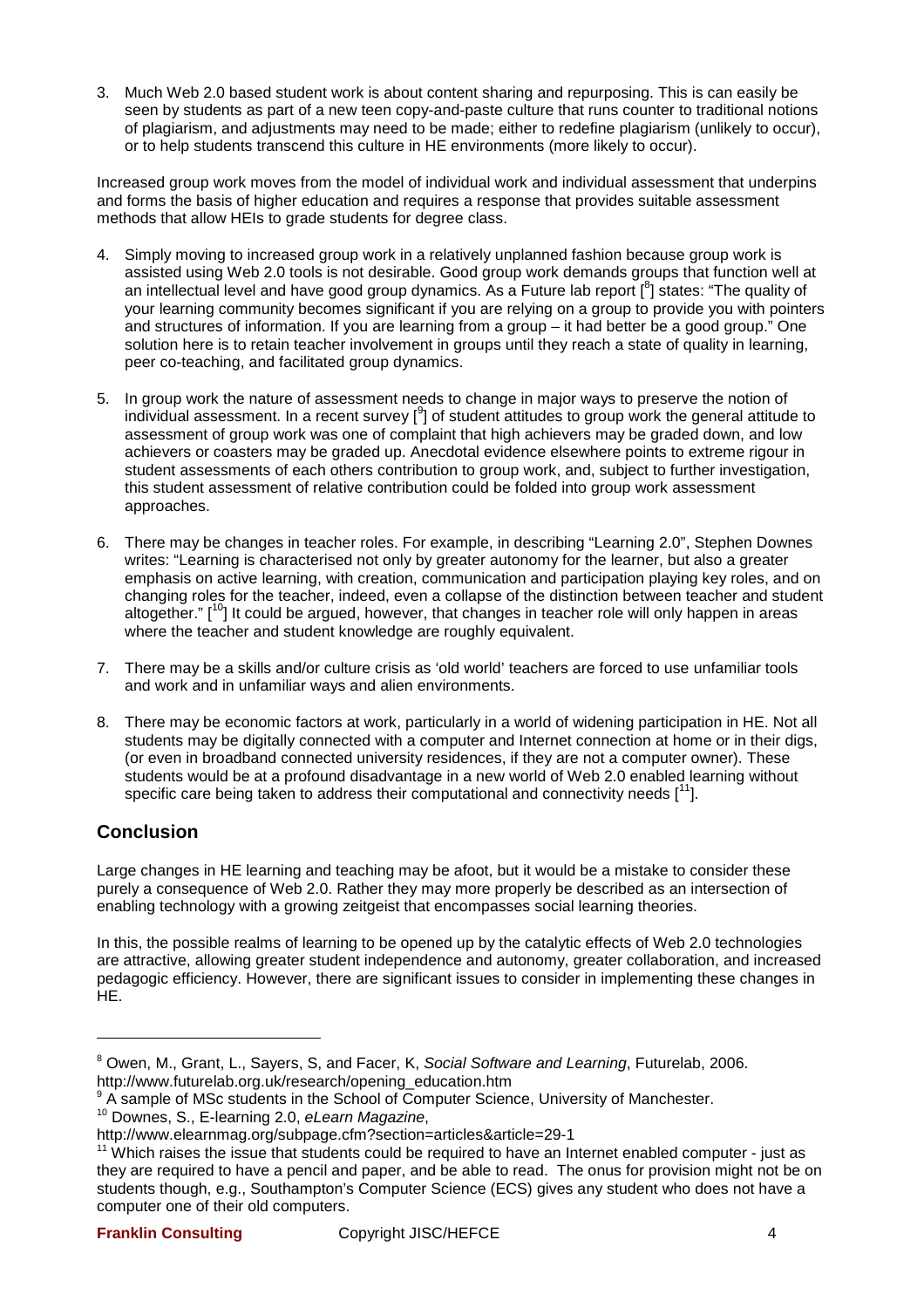3. Much Web 2.0 based student work is about content sharing and repurposing. This is can easily be seen by students as part of a new teen copy-and-paste culture that runs counter to traditional notions of plagiarism, and adjustments may need to be made; either to redefine plagiarism (unlikely to occur), or to help students transcend this culture in HE environments (more likely to occur).

Increased group work moves from the model of individual work and individual assessment that underpins and forms the basis of higher education and requires a response that provides suitable assessment methods that allow HEIs to grade students for degree class.

4. Simply moving to increased group work in a relatively unplanned fashion because group work is assisted using Web 2.0 tools is not desirable. Good group work demands groups that function well at an intellectual level and have good group dynamics. As a Future lab report [[8]] states: "The quality of your learning community becomes significant if you are relying on a group to provide you with pointers and structures of information. If you are learning from a group – it had better be a good group." One solution here is to retain teacher involvement in groups until they reach a state of quality in learning, peer co-teaching, and facilitated group dynamics.

5. In group work the nature of assessment needs to change in major ways to preserve the notion of individual assessment. In a recent survey [[9]] of student attitudes to group work the general attitude to assessment of group work was one of complaint that high achievers may be graded down, and low achievers or coasters may be graded up. Anecdotal evidence elsewhere points to extreme rigour in student assessments of each others contribution to group work, and, subject to further investigation, this student assessment of relative contribution could be folded into group work assessment approaches.

6. There may be changes in teacher roles. For example, in describing "Learning 2.0", Stephen Downes writes: "Learning is characterised not only by greater autonomy for the learner, but also a greater emphasis on active learning, with creation, communication and participation playing key roles, and on changing roles for the teacher, indeed, even a collapse of the distinction between teacher and student altogether." [[10]] It could be argued, however, that changes in teacher role will only happen in areas where the teacher and student knowledge are roughly equivalent.

7. There may be a skills and/or culture crisis as 'old world' teachers are forced to use unfamiliar tools and work and in unfamiliar ways and alien environments.

8. There may be economic factors at work, particularly in a world of widening participation in HE. Not all students may be digitally connected with a computer and Internet connection at home or in their digs, (or even in broadband connected university residences, if they are not a computer owner). These students would be at a profound disadvantage in a new world of Web 2.0 enabled learning without specific care being taken to address their computational and connectivity needs [[11]].

## Conclusion

Large changes in HE learning and teaching may be afoot, but it would be a mistake to consider these purely a consequence of Web 2.0. Rather they may more properly be described as an intersection of enabling technology with a growing zeitgeist that encompasses social learning theories.

In this, the possible realms of learning to be opened up by the catalytic effects of Web 2.0 technologies are attractive, allowing greater student independence and autonomy, greater collaboration, and increased pedagogic efficiency. However, there are significant issues to consider in implementing these changes in HE.

---

[8] Owen, M., Grant, L., Sayers, S, and Facer, K, *Social Software and Learning*, Futurelab, 2006. http://www.futurelab.org.uk/research/opening_education.htm

[9] A sample of MSc students in the School of Computer Science, University of Manchester.

[10] Downes, S., E-learning 2.0, *eLearn Magazine*, http://www.elearnmag.org/subpage.cfm?section=articles&article=29-1

[11] Which raises the issue that students could be required to have an Internet enabled computer - just as they are required to have a pencil and paper, and be able to read. The onus for provision might not be on students though, e.g., Southampton's Computer Science (ECS) gives any student who does not have a computer one of their old computers.